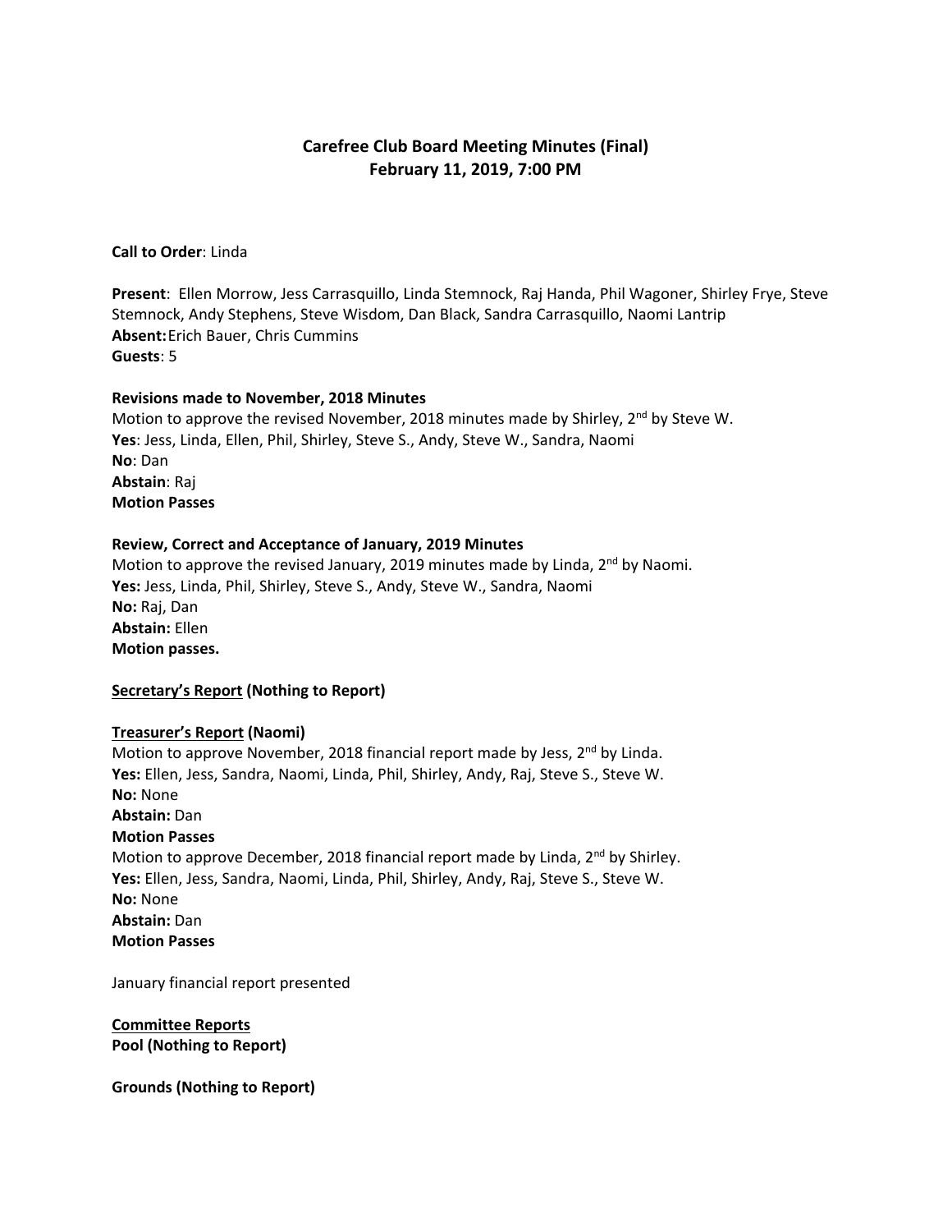# Carefree Club Board Meeting Minutes (Final)
## February 11, 2019, 7:00 PM

**Call to Order**: Linda

**Present**: Ellen Morrow, Jess Carrasquillo, Linda Stemnock, Raj Handa, Phil Wagoner, Shirley Frye, Steve Stemnock, Andy Stephens, Steve Wisdom, Dan Black, Sandra Carrasquillo, Naomi Lantrip
**Absent:** Erich Bauer, Chris Cummins
**Guests**: 5

**Revisions made to November, 2018 Minutes**
Motion to approve the revised November, 2018 minutes made by Shirley, 2nd by Steve W.
**Yes**: Jess, Linda, Ellen, Phil, Shirley, Steve S., Andy, Steve W., Sandra, Naomi
**No**: Dan
**Abstain**: Raj
**Motion Passes**

**Review, Correct and Acceptance of January, 2019 Minutes**
Motion to approve the revised January, 2019 minutes made by Linda, 2nd by Naomi.
**Yes:** Jess, Linda, Phil, Shirley, Steve S., Andy, Steve W., Sandra, Naomi
**No:** Raj, Dan
**Abstain:** Ellen
**Motion passes.**

**<u>Secretary's Report</u> (Nothing to Report)**

**<u>Treasurer's Report</u> (Naomi)**
Motion to approve November, 2018 financial report made by Jess, 2nd by Linda.
**Yes:** Ellen, Jess, Sandra, Naomi, Linda, Phil, Shirley, Andy, Raj, Steve S., Steve W.
**No:** None
**Abstain:** Dan
**Motion Passes**
Motion to approve December, 2018 financial report made by Linda, 2nd by Shirley.
**Yes:** Ellen, Jess, Sandra, Naomi, Linda, Phil, Shirley, Andy, Raj, Steve S., Steve W.
**No:** None
**Abstain:** Dan
**Motion Passes**

January financial report presented

**<u>Committee Reports</u>**
**Pool (Nothing to Report)**

**Grounds (Nothing to Report)**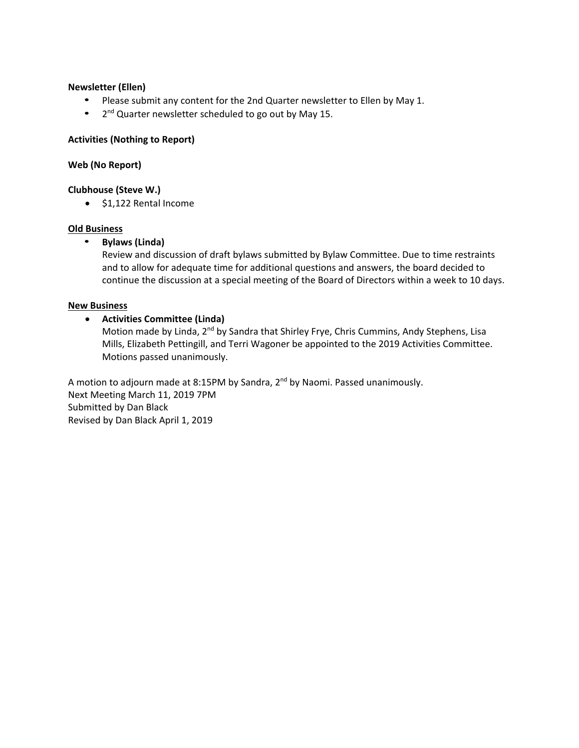**Newsletter (Ellen)**

- Please submit any content for the 2nd Quarter newsletter to Ellen by May 1.
- 2nd Quarter newsletter scheduled to go out by May 15.

**Activities (Nothing to Report)**

**Web (No Report)**

**Clubhouse (Steve W.)**

- $1,122 Rental Income

**Old Business**

- **Bylaws (Linda)**
  Review and discussion of draft bylaws submitted by Bylaw Committee. Due to time restraints and to allow for adequate time for additional questions and answers, the board decided to continue the discussion at a special meeting of the Board of Directors within a week to 10 days.

**New Business**

- **Activities Committee (Linda)**
  Motion made by Linda, 2nd by Sandra that Shirley Frye, Chris Cummins, Andy Stephens, Lisa Mills, Elizabeth Pettingill, and Terri Wagoner be appointed to the 2019 Activities Committee. Motions passed unanimously.

A motion to adjourn made at 8:15PM by Sandra, 2nd by Naomi. Passed unanimously.
Next Meeting March 11, 2019 7PM
Submitted by Dan Black
Revised by Dan Black April 1, 2019